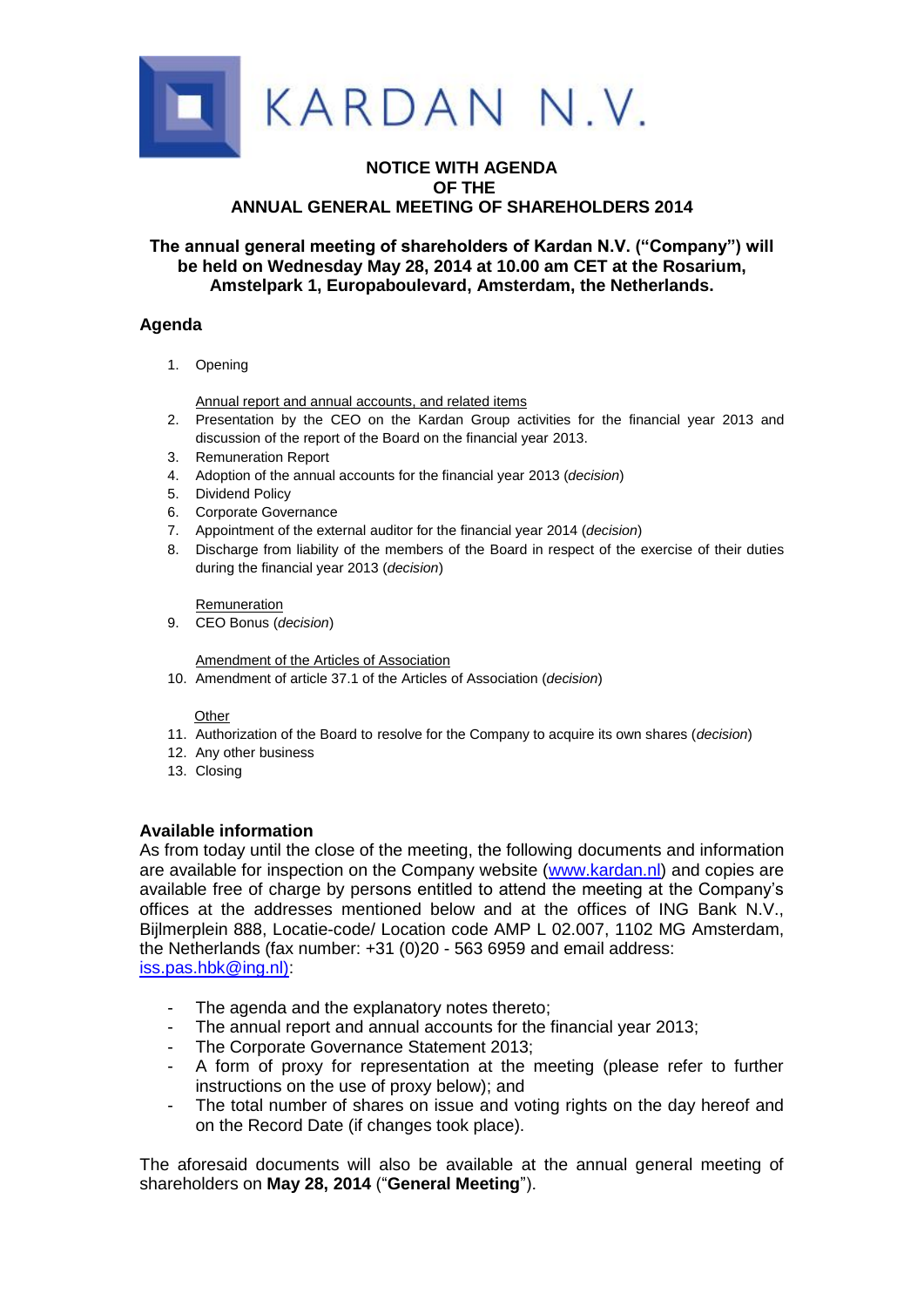# KARDAN N.V.

## NOTICE WITH AGENDA OF THE ANNUAL GENERAL MEETING OF SHAREHOLDERS 2014

**The annual general meeting of shareholders of Kardan N.V. ("Company") will be held on Wednesday May 28, 2014 at 10.00 am CET at the Rosarium, Amstelpark 1, Europaboulevard, Amsterdam, the Netherlands.**

### Agenda

1. Opening

   Annual report and annual accounts, and related items

2. Presentation by the CEO on the Kardan Group activities for the financial year 2013 and discussion of the report of the Board on the financial year 2013.
3. Remuneration Report
4. Adoption of the annual accounts for the financial year 2013 (*decision*)
5. Dividend Policy
6. Corporate Governance
7. Appointment of the external auditor for the financial year 2014 (*decision*)
8. Discharge from liability of the members of the Board in respect of the exercise of their duties during the financial year 2013 (*decision*)

   Remuneration

9. CEO Bonus (*decision*)

   Amendment of the Articles of Association

10. Amendment of article 37.1 of the Articles of Association (*decision*)

    Other

11. Authorization of the Board to resolve for the Company to acquire its own shares (*decision*)
12. Any other business
13. Closing

### Available information

As from today until the close of the meeting, the following documents and information are available for inspection on the Company website (www.kardan.nl) and copies are available free of charge by persons entitled to attend the meeting at the Company's offices at the addresses mentioned below and at the offices of ING Bank N.V., Bijlmerplein 888, Locatie-code/ Location code AMP L 02.007, 1102 MG Amsterdam, the Netherlands (fax number: +31 (0)20 - 563 6959 and email address: iss.pas.hbk@ing.nl):

- The agenda and the explanatory notes thereto;
- The annual report and annual accounts for the financial year 2013;
- The Corporate Governance Statement 2013;
- A form of proxy for representation at the meeting (please refer to further instructions on the use of proxy below); and
- The total number of shares on issue and voting rights on the day hereof and on the Record Date (if changes took place).

The aforesaid documents will also be available at the annual general meeting of shareholders on **May 28, 2014** ("**General Meeting**").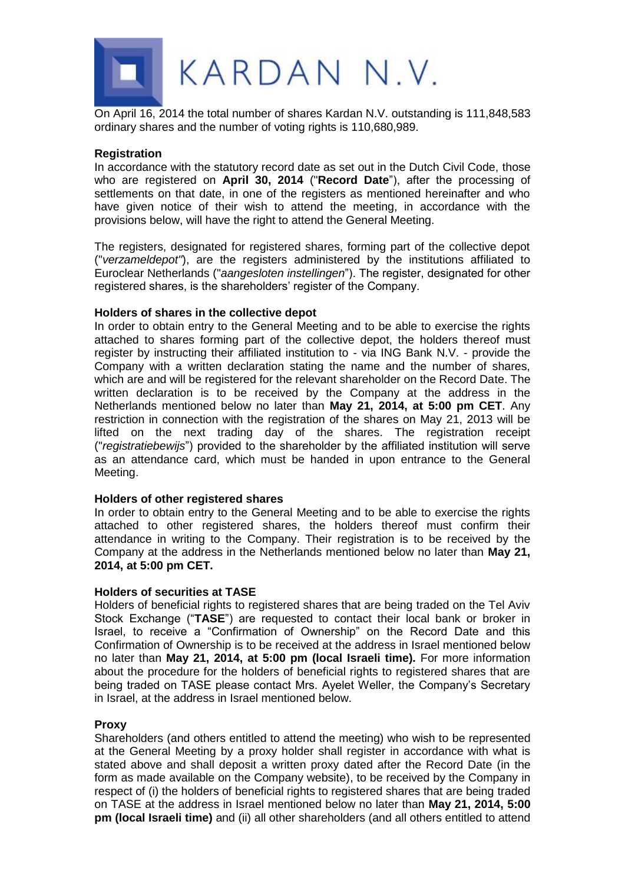On April 16, 2014 the total number of shares Kardan N.V. outstanding is 111,848,583 ordinary shares and the number of voting rights is 110,680,989.

**Registration**

In accordance with the statutory record date as set out in the Dutch Civil Code, those who are registered on **April 30, 2014** ("**Record Date**"), after the processing of settlements on that date, in one of the registers as mentioned hereinafter and who have given notice of their wish to attend the meeting, in accordance with the provisions below, will have the right to attend the General Meeting.

The registers, designated for registered shares, forming part of the collective depot ("*verzameldepot*"), are the registers administered by the institutions affiliated to Euroclear Netherlands ("*aangesloten instellingen*"). The register, designated for other registered shares, is the shareholders' register of the Company.

**Holders of shares in the collective depot**

In order to obtain entry to the General Meeting and to be able to exercise the rights attached to shares forming part of the collective depot, the holders thereof must register by instructing their affiliated institution to - via ING Bank N.V. - provide the Company with a written declaration stating the name and the number of shares, which are and will be registered for the relevant shareholder on the Record Date. The written declaration is to be received by the Company at the address in the Netherlands mentioned below no later than **May 21, 2014, at 5:00 pm CET**. Any restriction in connection with the registration of the shares on May 21, 2013 will be lifted on the next trading day of the shares. The registration receipt ("*registratiebewijs*") provided to the shareholder by the affiliated institution will serve as an attendance card, which must be handed in upon entrance to the General Meeting.

**Holders of other registered shares**

In order to obtain entry to the General Meeting and to be able to exercise the rights attached to other registered shares, the holders thereof must confirm their attendance in writing to the Company. Their registration is to be received by the Company at the address in the Netherlands mentioned below no later than **May 21, 2014, at 5:00 pm CET.**

**Holders of securities at TASE**

Holders of beneficial rights to registered shares that are being traded on the Tel Aviv Stock Exchange ("**TASE**") are requested to contact their local bank or broker in Israel, to receive a "Confirmation of Ownership" on the Record Date and this Confirmation of Ownership is to be received at the address in Israel mentioned below no later than **May 21, 2014, at 5:00 pm (local Israeli time).** For more information about the procedure for the holders of beneficial rights to registered shares that are being traded on TASE please contact Mrs. Ayelet Weller, the Company's Secretary in Israel, at the address in Israel mentioned below.

**Proxy**

Shareholders (and others entitled to attend the meeting) who wish to be represented at the General Meeting by a proxy holder shall register in accordance with what is stated above and shall deposit a written proxy dated after the Record Date (in the form as made available on the Company website), to be received by the Company in respect of (i) the holders of beneficial rights to registered shares that are being traded on TASE at the address in Israel mentioned below no later than **May 21, 2014, 5:00 pm (local Israeli time)** and (ii) all other shareholders (and all others entitled to attend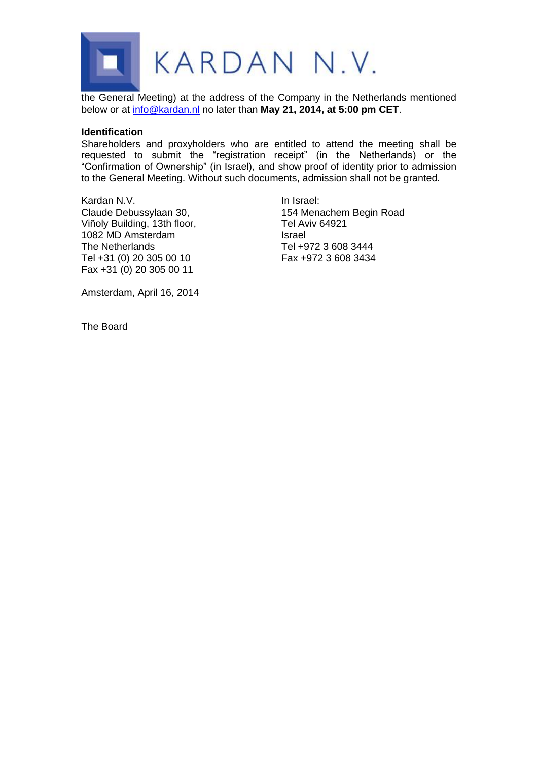the General Meeting) at the address of the Company in the Netherlands mentioned below or at info@kardan.nl no later than **May 21, 2014, at 5:00 pm CET**.

**Identification**

Shareholders and proxyholders who are entitled to attend the meeting shall be requested to submit the "registration receipt" (in the Netherlands) or the "Confirmation of Ownership" (in Israel), and show proof of identity prior to admission to the General Meeting. Without such documents, admission shall not be granted.

Kardan N.V.
Claude Debussylaan 30,
Viñoly Building, 13th floor,
1082 MD Amsterdam
The Netherlands
Tel +31 (0) 20 305 00 10
Fax +31 (0) 20 305 00 11

In Israel:
154 Menachem Begin Road
Tel Aviv 64921
Israel
Tel +972 3 608 3444
Fax +972 3 608 3434

Amsterdam, April 16, 2014

The Board